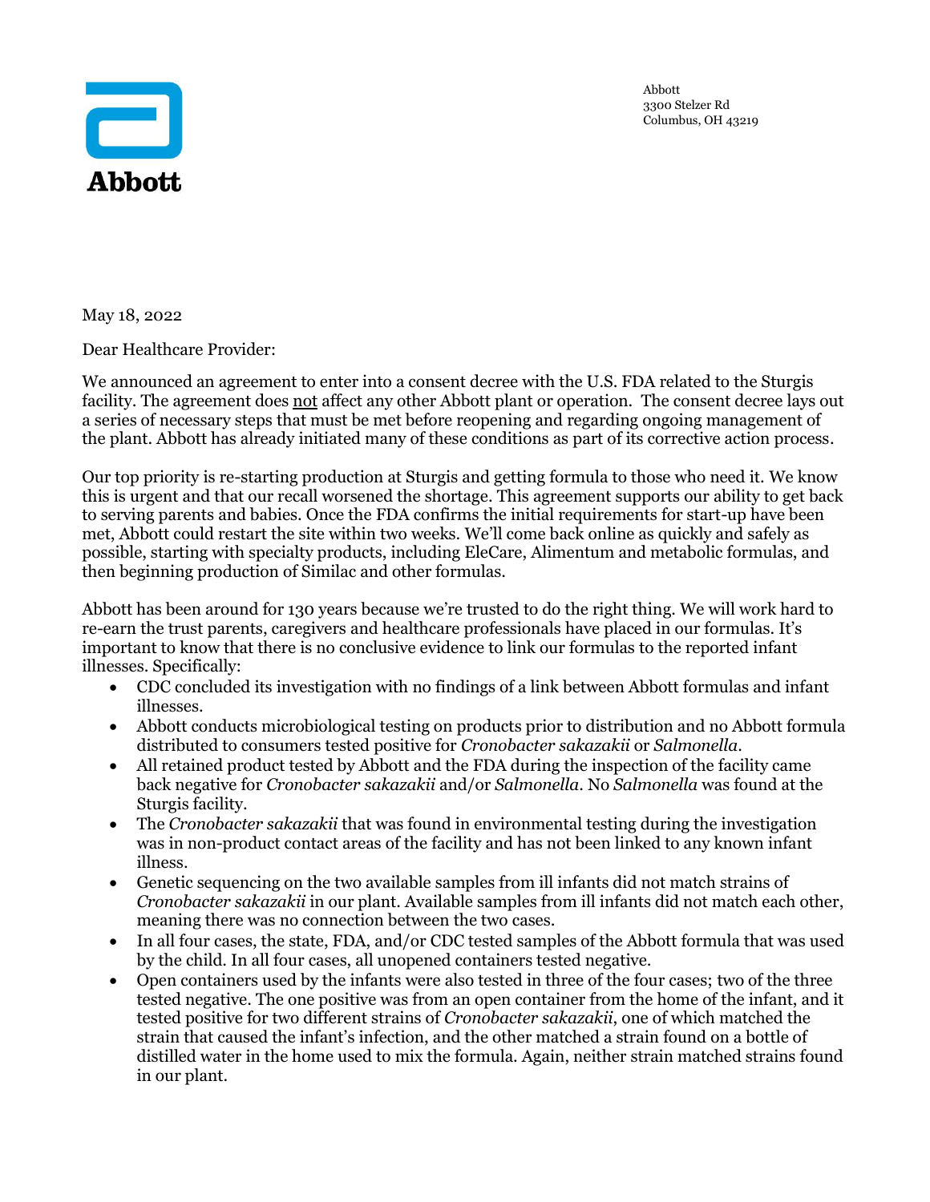**Abbott**

Abbott
3300 Stelzer Rd
Columbus, OH 43219

May 18, 2022

Dear Healthcare Provider:

We announced an agreement to enter into a consent decree with the U.S. FDA related to the Sturgis facility. The agreement does not affect any other Abbott plant or operation. The consent decree lays out a series of necessary steps that must be met before reopening and regarding ongoing management of the plant. Abbott has already initiated many of these conditions as part of its corrective action process.

Our top priority is re-starting production at Sturgis and getting formula to those who need it. We know this is urgent and that our recall worsened the shortage. This agreement supports our ability to get back to serving parents and babies. Once the FDA confirms the initial requirements for start-up have been met, Abbott could restart the site within two weeks. We'll come back online as quickly and safely as possible, starting with specialty products, including EleCare, Alimentum and metabolic formulas, and then beginning production of Similac and other formulas.

Abbott has been around for 130 years because we're trusted to do the right thing. We will work hard to re-earn the trust parents, caregivers and healthcare professionals have placed in our formulas. It's important to know that there is no conclusive evidence to link our formulas to the reported infant illnesses. Specifically:

- CDC concluded its investigation with no findings of a link between Abbott formulas and infant illnesses.
- Abbott conducts microbiological testing on products prior to distribution and no Abbott formula distributed to consumers tested positive for *Cronobacter sakazakii* or *Salmonella*.
- All retained product tested by Abbott and the FDA during the inspection of the facility came back negative for *Cronobacter sakazakii* and/or *Salmonella*. No *Salmonella* was found at the Sturgis facility.
- The *Cronobacter sakazakii* that was found in environmental testing during the investigation was in non-product contact areas of the facility and has not been linked to any known infant illness.
- Genetic sequencing on the two available samples from ill infants did not match strains of *Cronobacter sakazakii* in our plant. Available samples from ill infants did not match each other, meaning there was no connection between the two cases.
- In all four cases, the state, FDA, and/or CDC tested samples of the Abbott formula that was used by the child. In all four cases, all unopened containers tested negative.
- Open containers used by the infants were also tested in three of the four cases; two of the three tested negative. The one positive was from an open container from the home of the infant, and it tested positive for two different strains of *Cronobacter sakazakii*, one of which matched the strain that caused the infant's infection, and the other matched a strain found on a bottle of distilled water in the home used to mix the formula. Again, neither strain matched strains found in our plant.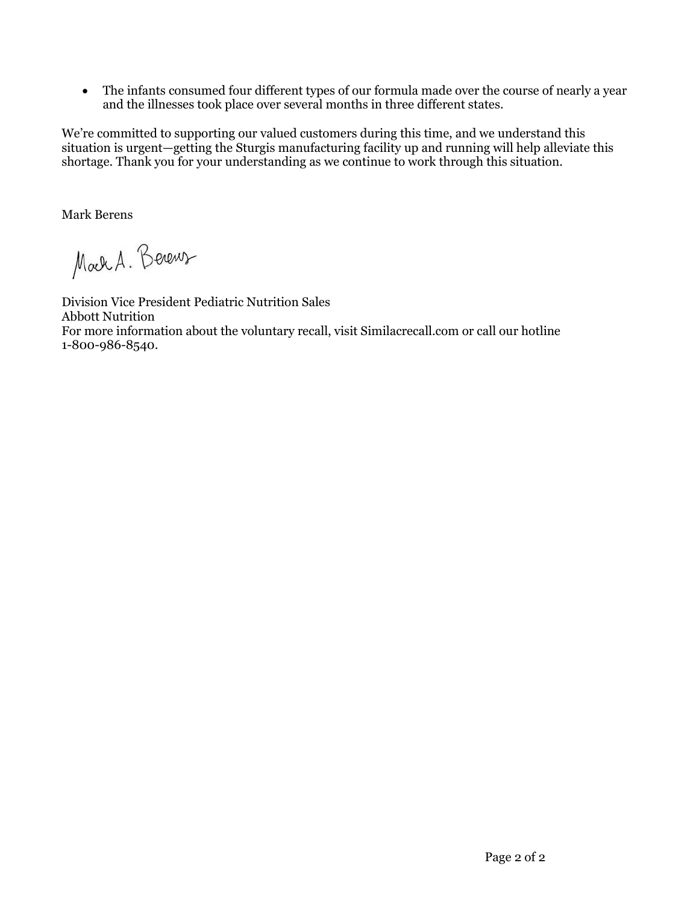- The infants consumed four different types of our formula made over the course of nearly a year and the illnesses took place over several months in three different states.

We're committed to supporting our valued customers during this time, and we understand this situation is urgent—getting the Sturgis manufacturing facility up and running will help alleviate this shortage. Thank you for your understanding as we continue to work through this situation.

Mark Berens

Mark A. Berens

Division Vice President Pediatric Nutrition Sales
Abbott Nutrition
For more information about the voluntary recall, visit Similacrecall.com or call our hotline 1-800-986-8540.